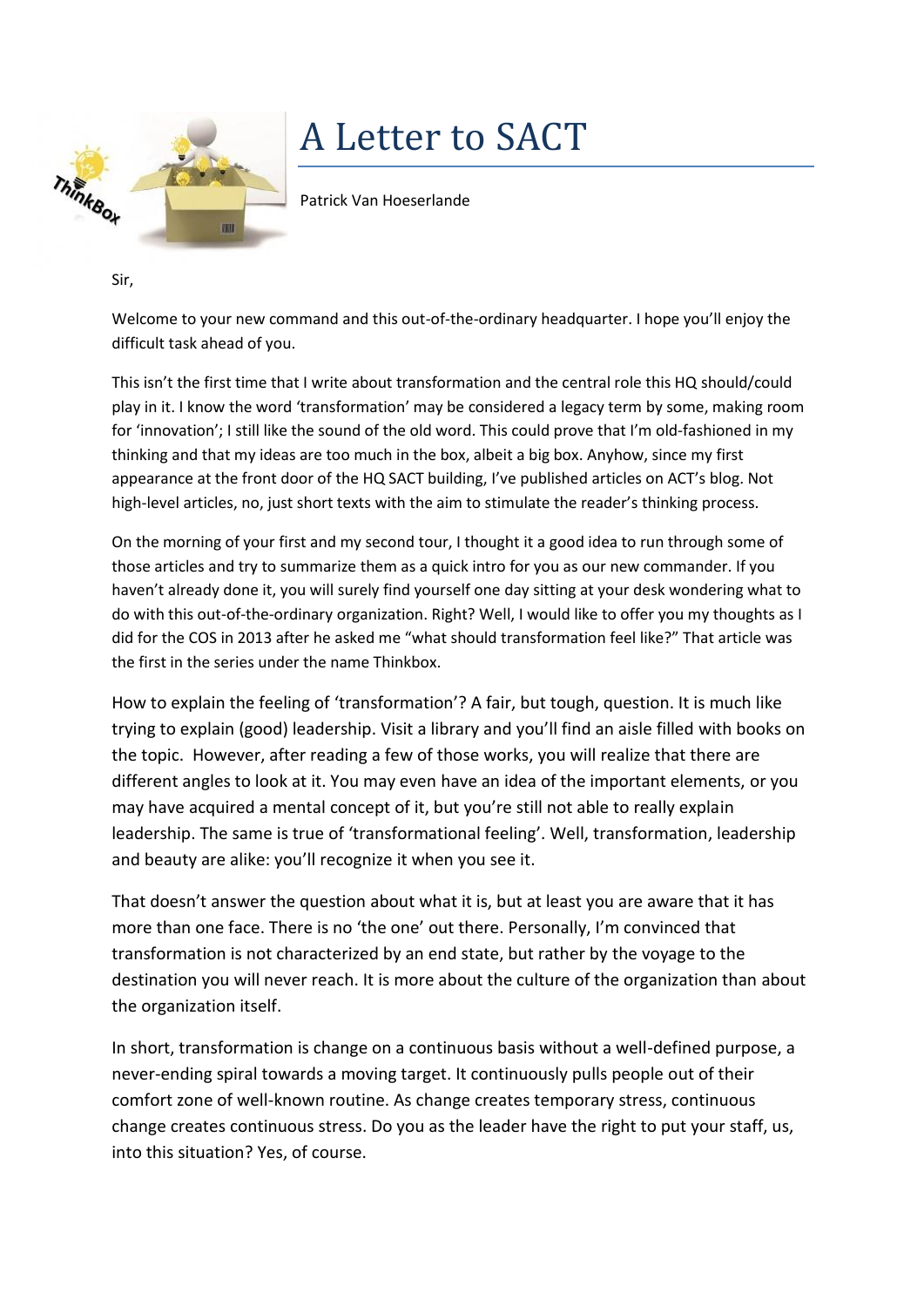# A Letter to SACT

Patrick Van Hoeserlande

Sir,

Welcome to your new command and this out-of-the-ordinary headquarter. I hope you'll enjoy the difficult task ahead of you.

This isn't the first time that I write about transformation and the central role this HQ should/could play in it. I know the word 'transformation' may be considered a legacy term by some, making room for 'innovation'; I still like the sound of the old word. This could prove that I'm old-fashioned in my thinking and that my ideas are too much in the box, albeit a big box. Anyhow, since my first appearance at the front door of the HQ SACT building, I've published articles on ACT's blog. Not high-level articles, no, just short texts with the aim to stimulate the reader's thinking process.

On the morning of your first and my second tour, I thought it a good idea to run through some of those articles and try to summarize them as a quick intro for you as our new commander. If you haven't already done it, you will surely find yourself one day sitting at your desk wondering what to do with this out-of-the-ordinary organization. Right? Well, I would like to offer you my thoughts as I did for the COS in 2013 after he asked me "what should transformation feel like?" That article was the first in the series under the name Thinkbox.

How to explain the feeling of 'transformation'? A fair, but tough, question. It is much like trying to explain (good) leadership. Visit a library and you'll find an aisle filled with books on the topic. However, after reading a few of those works, you will realize that there are different angles to look at it. You may even have an idea of the important elements, or you may have acquired a mental concept of it, but you're still not able to really explain leadership. The same is true of 'transformational feeling'. Well, transformation, leadership and beauty are alike: you'll recognize it when you see it.

That doesn't answer the question about what it is, but at least you are aware that it has more than one face. There is no 'the one' out there. Personally, I'm convinced that transformation is not characterized by an end state, but rather by the voyage to the destination you will never reach. It is more about the culture of the organization than about the organization itself.

In short, transformation is change on a continuous basis without a well-defined purpose, a never-ending spiral towards a moving target. It continuously pulls people out of their comfort zone of well-known routine. As change creates temporary stress, continuous change creates continuous stress. Do you as the leader have the right to put your staff, us, into this situation? Yes, of course.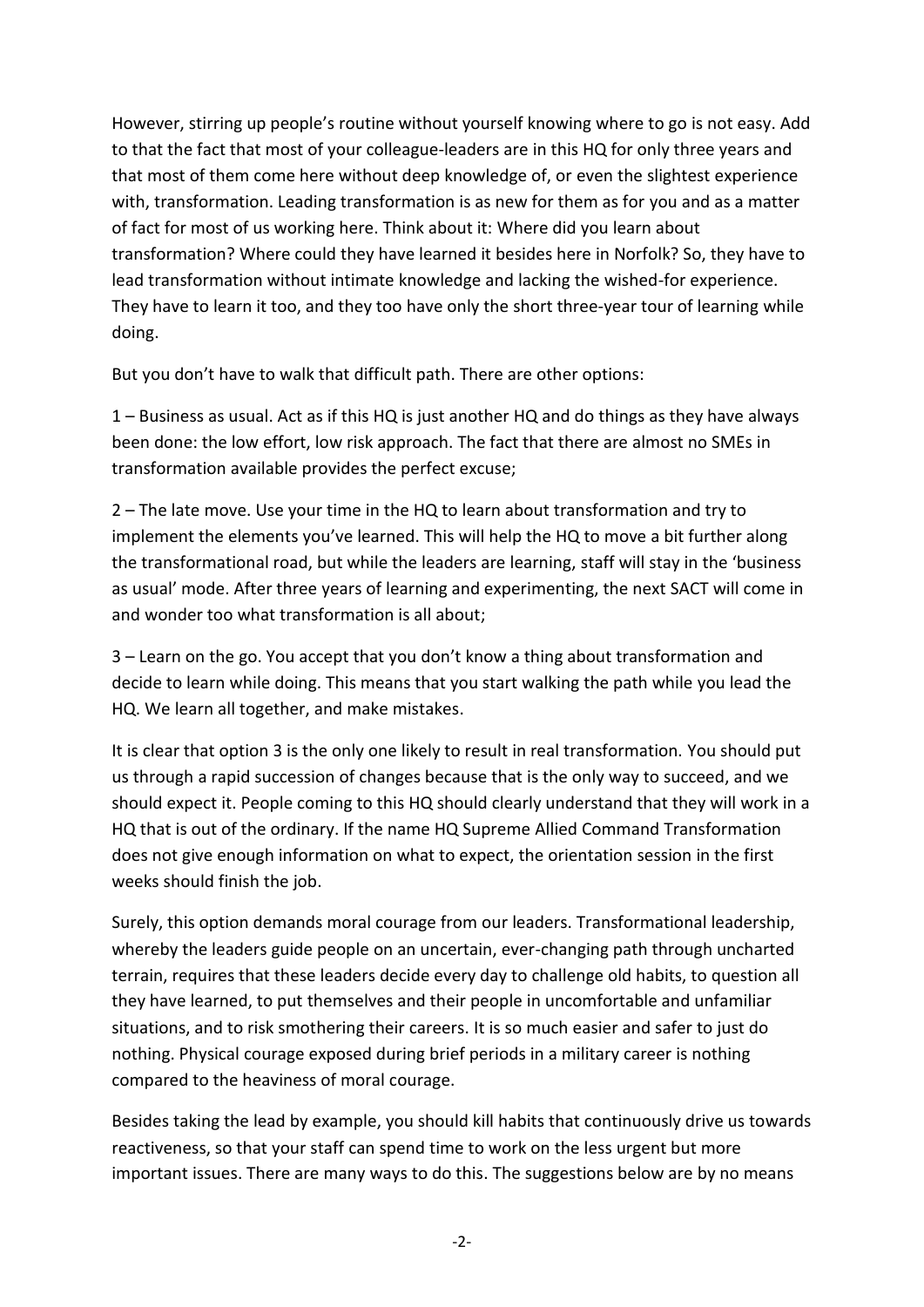However, stirring up people's routine without yourself knowing where to go is not easy. Add to that the fact that most of your colleague-leaders are in this HQ for only three years and that most of them come here without deep knowledge of, or even the slightest experience with, transformation. Leading transformation is as new for them as for you and as a matter of fact for most of us working here. Think about it: Where did you learn about transformation? Where could they have learned it besides here in Norfolk? So, they have to lead transformation without intimate knowledge and lacking the wished-for experience. They have to learn it too, and they too have only the short three-year tour of learning while doing.

But you don't have to walk that difficult path. There are other options:

1 – Business as usual. Act as if this HQ is just another HQ and do things as they have always been done: the low effort, low risk approach. The fact that there are almost no SMEs in transformation available provides the perfect excuse;

2 – The late move. Use your time in the HQ to learn about transformation and try to implement the elements you've learned. This will help the HQ to move a bit further along the transformational road, but while the leaders are learning, staff will stay in the 'business as usual' mode. After three years of learning and experimenting, the next SACT will come in and wonder too what transformation is all about;

3 – Learn on the go. You accept that you don't know a thing about transformation and decide to learn while doing. This means that you start walking the path while you lead the HQ. We learn all together, and make mistakes.

It is clear that option 3 is the only one likely to result in real transformation. You should put us through a rapid succession of changes because that is the only way to succeed, and we should expect it. People coming to this HQ should clearly understand that they will work in a HQ that is out of the ordinary. If the name HQ Supreme Allied Command Transformation does not give enough information on what to expect, the orientation session in the first weeks should finish the job.

Surely, this option demands moral courage from our leaders. Transformational leadership, whereby the leaders guide people on an uncertain, ever-changing path through uncharted terrain, requires that these leaders decide every day to challenge old habits, to question all they have learned, to put themselves and their people in uncomfortable and unfamiliar situations, and to risk smothering their careers. It is so much easier and safer to just do nothing. Physical courage exposed during brief periods in a military career is nothing compared to the heaviness of moral courage.

Besides taking the lead by example, you should kill habits that continuously drive us towards reactiveness, so that your staff can spend time to work on the less urgent but more important issues. There are many ways to do this. The suggestions below are by no means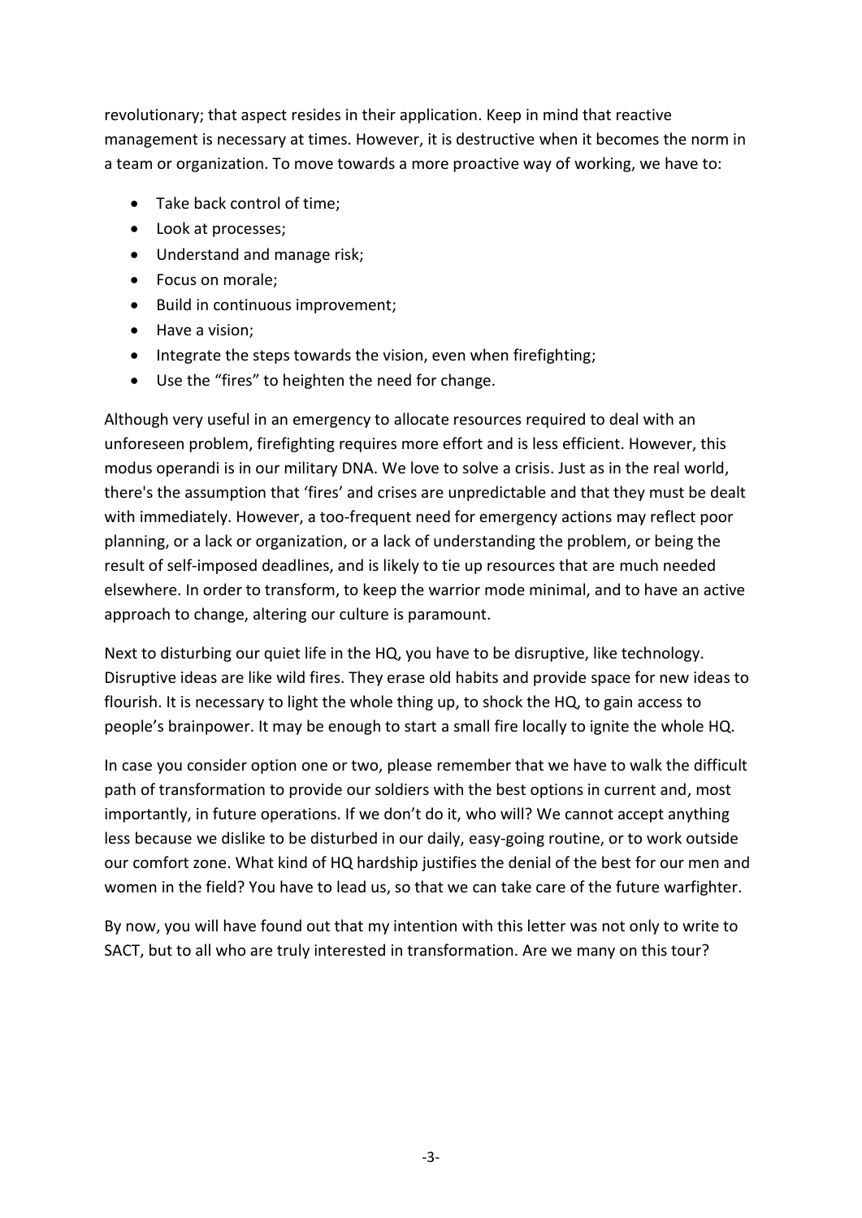revolutionary; that aspect resides in their application. Keep in mind that reactive management is necessary at times. However, it is destructive when it becomes the norm in a team or organization. To move towards a more proactive way of working, we have to:

- Take back control of time;
- Look at processes;
- Understand and manage risk;
- Focus on morale;
- Build in continuous improvement;
- Have a vision;
- Integrate the steps towards the vision, even when firefighting;
- Use the “fires” to heighten the need for change.

Although very useful in an emergency to allocate resources required to deal with an unforeseen problem, firefighting requires more effort and is less efficient. However, this modus operandi is in our military DNA. We love to solve a crisis. Just as in the real world, there's the assumption that ‘fires’ and crises are unpredictable and that they must be dealt with immediately. However, a too-frequent need for emergency actions may reflect poor planning, or a lack or organization, or a lack of understanding the problem, or being the result of self-imposed deadlines, and is likely to tie up resources that are much needed elsewhere. In order to transform, to keep the warrior mode minimal, and to have an active approach to change, altering our culture is paramount.

Next to disturbing our quiet life in the HQ, you have to be disruptive, like technology. Disruptive ideas are like wild fires. They erase old habits and provide space for new ideas to flourish. It is necessary to light the whole thing up, to shock the HQ, to gain access to people’s brainpower. It may be enough to start a small fire locally to ignite the whole HQ.

In case you consider option one or two, please remember that we have to walk the difficult path of transformation to provide our soldiers with the best options in current and, most importantly, in future operations. If we don’t do it, who will? We cannot accept anything less because we dislike to be disturbed in our daily, easy-going routine, or to work outside our comfort zone. What kind of HQ hardship justifies the denial of the best for our men and women in the field? You have to lead us, so that we can take care of the future warfighter.

By now, you will have found out that my intention with this letter was not only to write to SACT, but to all who are truly interested in transformation. Are we many on this tour?